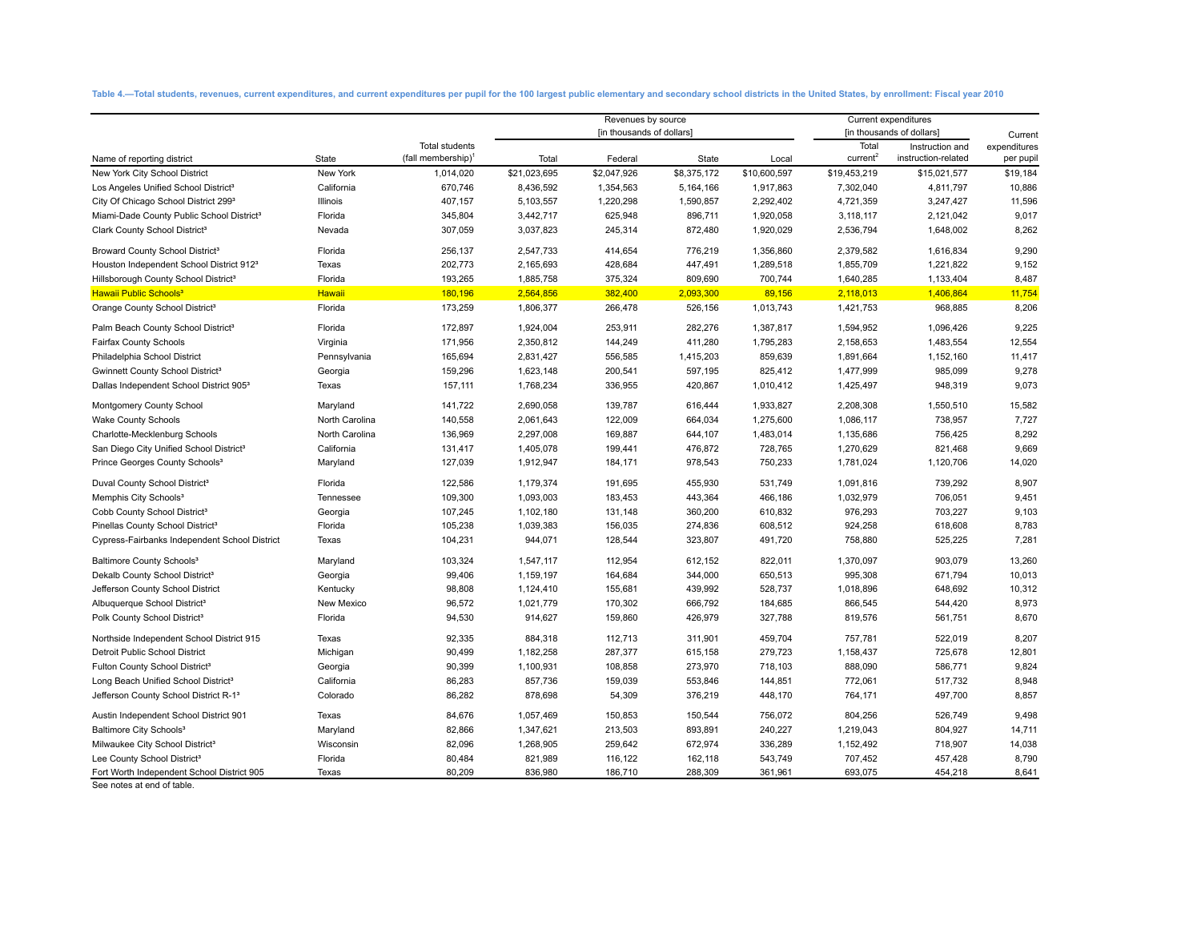**Table 4.—Total students, revenues, current expenditures, and current expenditures per pupil for the 100 largest public elementary and secondary school districts in the United States, by enrollment: Fiscal year 2010**

| | | | Revenues by source [in thousands of dollars] | | | | Current expenditures [in thousands of dollars] | | |
|---|---|---|---|---|---|---|---|---|---|
| Name of reporting district | State | Total students (fall membership)[1] | Total | Federal | State | Local | Total current[2] | Instruction and instruction-related | Current expenditures per pupil |
| New York City School District | New York | 1,014,020 | $21,023,695 | $2,047,926 | $8,375,172 | $10,600,597 | $19,453,219 | $15,021,577 | $19,184 |
| Los Angeles Unified School District[3] | California | 670,746 | 8,436,592 | 1,354,563 | 5,164,166 | 1,917,863 | 7,302,040 | 4,811,797 | 10,886 |
| City Of Chicago School District 299[3] | Illinois | 407,157 | 5,103,557 | 1,220,298 | 1,590,857 | 2,292,402 | 4,721,359 | 3,247,427 | 11,596 |
| Miami-Dade County Public School District[3] | Florida | 345,804 | 3,442,717 | 625,948 | 896,711 | 1,920,058 | 3,118,117 | 2,121,042 | 9,017 |
| Clark County School District[3] | Nevada | 307,059 | 3,037,823 | 245,314 | 872,480 | 1,920,029 | 2,536,794 | 1,648,002 | 8,262 |
| Broward County School District[3] | Florida | 256,137 | 2,547,733 | 414,654 | 776,219 | 1,356,860 | 2,379,582 | 1,616,834 | 9,290 |
| Houston Independent School District 912[3] | Texas | 202,773 | 2,165,693 | 428,684 | 447,491 | 1,289,518 | 1,855,709 | 1,221,822 | 9,152 |
| Hillsborough County School District[3] | Florida | 193,265 | 1,885,758 | 375,324 | 809,690 | 700,744 | 1,640,285 | 1,133,404 | 8,487 |
| Hawaii Public Schools[3] | Hawaii | 180,196 | 2,564,856 | 382,400 | 2,093,300 | 89,156 | 2,118,013 | 1,406,864 | 11,754 |
| Orange County School District[3] | Florida | 173,259 | 1,806,377 | 266,478 | 526,156 | 1,013,743 | 1,421,753 | 968,885 | 8,206 |
| Palm Beach County School District[3] | Florida | 172,897 | 1,924,004 | 253,911 | 282,276 | 1,387,817 | 1,594,952 | 1,096,426 | 9,225 |
| Fairfax County Schools | Virginia | 171,956 | 2,350,812 | 144,249 | 411,280 | 1,795,283 | 2,158,653 | 1,483,554 | 12,554 |
| Philadelphia School District | Pennsylvania | 165,694 | 2,831,427 | 556,585 | 1,415,203 | 859,639 | 1,891,664 | 1,152,160 | 11,417 |
| Gwinnett County School District[3] | Georgia | 159,296 | 1,623,148 | 200,541 | 597,195 | 825,412 | 1,477,999 | 985,099 | 9,278 |
| Dallas Independent School District 905[3] | Texas | 157,111 | 1,768,234 | 336,955 | 420,867 | 1,010,412 | 1,425,497 | 948,319 | 9,073 |
| Montgomery County School | Maryland | 141,722 | 2,690,058 | 139,787 | 616,444 | 1,933,827 | 2,208,308 | 1,550,510 | 15,582 |
| Wake County Schools | North Carolina | 140,558 | 2,061,643 | 122,009 | 664,034 | 1,275,600 | 1,086,117 | 738,957 | 7,727 |
| Charlotte-Mecklenburg Schools | North Carolina | 136,969 | 2,297,008 | 169,887 | 644,107 | 1,483,014 | 1,135,686 | 756,425 | 8,292 |
| San Diego City Unified School District[3] | California | 131,417 | 1,405,078 | 199,441 | 476,872 | 728,765 | 1,270,629 | 821,468 | 9,669 |
| Prince Georges County Schools[3] | Maryland | 127,039 | 1,912,947 | 184,171 | 978,543 | 750,233 | 1,781,024 | 1,120,706 | 14,020 |
| Duval County School District[3] | Florida | 122,586 | 1,179,374 | 191,695 | 455,930 | 531,749 | 1,091,816 | 739,292 | 8,907 |
| Memphis City Schools[3] | Tennessee | 109,300 | 1,093,003 | 183,453 | 443,364 | 466,186 | 1,032,979 | 706,051 | 9,451 |
| Cobb County School District[3] | Georgia | 107,245 | 1,102,180 | 131,148 | 360,200 | 610,832 | 976,293 | 703,227 | 9,103 |
| Pinellas County School District[3] | Florida | 105,238 | 1,039,383 | 156,035 | 274,836 | 608,512 | 924,258 | 618,608 | 8,783 |
| Cypress-Fairbanks Independent School District | Texas | 104,231 | 944,071 | 128,544 | 323,807 | 491,720 | 758,880 | 525,225 | 7,281 |
| Baltimore County Schools[3] | Maryland | 103,324 | 1,547,117 | 112,954 | 612,152 | 822,011 | 1,370,097 | 903,079 | 13,260 |
| Dekalb County School District[3] | Georgia | 99,406 | 1,159,197 | 164,684 | 344,000 | 650,513 | 995,308 | 671,794 | 10,013 |
| Jefferson County School District | Kentucky | 98,808 | 1,124,410 | 155,681 | 439,992 | 528,737 | 1,018,896 | 648,692 | 10,312 |
| Albuquerque School District[3] | New Mexico | 96,572 | 1,021,779 | 170,302 | 666,792 | 184,685 | 866,545 | 544,420 | 8,973 |
| Polk County School District[3] | Florida | 94,530 | 914,627 | 159,860 | 426,979 | 327,788 | 819,576 | 561,751 | 8,670 |
| Northside Independent School District 915 | Texas | 92,335 | 884,318 | 112,713 | 311,901 | 459,704 | 757,781 | 522,019 | 8,207 |
| Detroit Public School District | Michigan | 90,499 | 1,182,258 | 287,377 | 615,158 | 279,723 | 1,158,437 | 725,678 | 12,801 |
| Fulton County School District[3] | Georgia | 90,399 | 1,100,931 | 108,858 | 273,970 | 718,103 | 888,090 | 586,771 | 9,824 |
| Long Beach Unified School District[3] | California | 86,283 | 857,736 | 159,039 | 553,846 | 144,851 | 772,061 | 517,732 | 8,948 |
| Jefferson County School District R-1[3] | Colorado | 86,282 | 878,698 | 54,309 | 376,219 | 448,170 | 764,171 | 497,700 | 8,857 |
| Austin Independent School District 901 | Texas | 84,676 | 1,057,469 | 150,853 | 150,544 | 756,072 | 804,256 | 526,749 | 9,498 |
| Baltimore City Schools[3] | Maryland | 82,866 | 1,347,621 | 213,503 | 893,891 | 240,227 | 1,219,043 | 804,927 | 14,711 |
| Milwaukee City School District[3] | Wisconsin | 82,096 | 1,268,905 | 259,642 | 672,974 | 336,289 | 1,152,492 | 718,907 | 14,038 |
| Lee County School District[3] | Florida | 80,484 | 821,989 | 116,122 | 162,118 | 543,749 | 707,452 | 457,428 | 8,790 |
| Fort Worth Independent School District 905 | Texas | 80,209 | 836,980 | 186,710 | 288,309 | 361,961 | 693,075 | 454,218 | 8,641 |

See notes at end of table.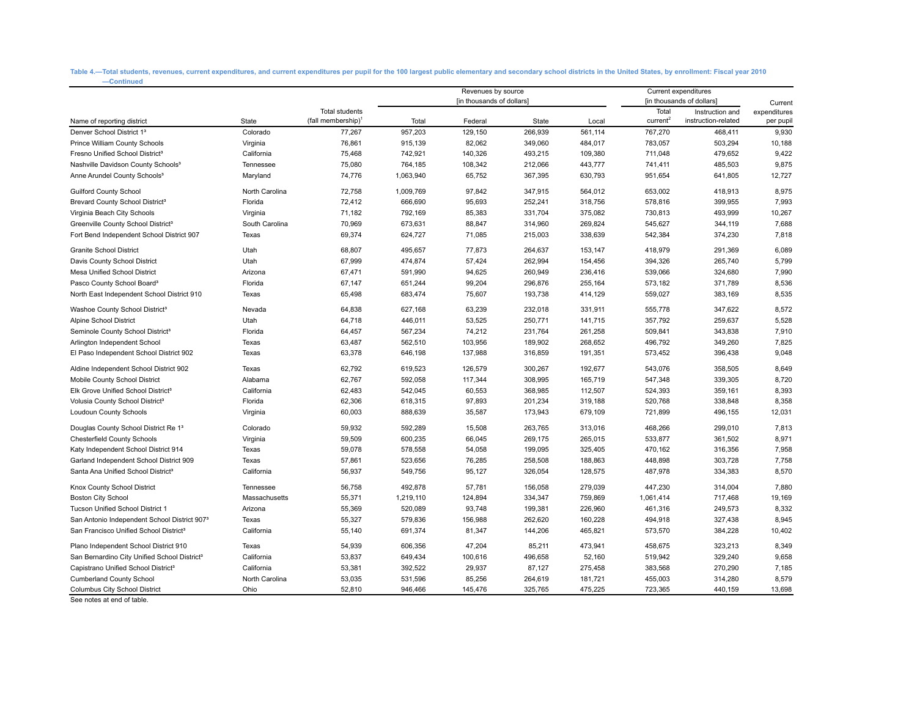**Table 4.—Total students, revenues, current expenditures, and current expenditures per pupil for the 100 largest public elementary and secondary school districts in the United States, by enrollment: Fiscal year 2010 —Continued**

| | | | Revenues by source [in thousands of dollars] | | | | Current expenditures [in thousands of dollars] | | |
|---|---|---|---|---|---|---|---|---|---|
| Name of reporting district | State | Total students (fall membership)[1] | Total | Federal | State | Local | Total current[2] | Instruction and instruction-related | Current expenditures per pupil |
| Denver School District 1[3] | Colorado | 77,267 | 957,203 | 129,150 | 266,939 | 561,114 | 767,270 | 468,411 | 9,930 |
| Prince William County Schools | Virginia | 76,861 | 915,139 | 82,062 | 349,060 | 484,017 | 783,057 | 503,294 | 10,188 |
| Fresno Unified School District[3] | California | 75,468 | 742,921 | 140,326 | 493,215 | 109,380 | 711,048 | 479,652 | 9,422 |
| Nashville Davidson County Schools[3] | Tennessee | 75,080 | 764,185 | 108,342 | 212,066 | 443,777 | 741,411 | 485,503 | 9,875 |
| Anne Arundel County Schools[3] | Maryland | 74,776 | 1,063,940 | 65,752 | 367,395 | 630,793 | 951,654 | 641,805 | 12,727 |
| Guilford County School | North Carolina | 72,758 | 1,009,769 | 97,842 | 347,915 | 564,012 | 653,002 | 418,913 | 8,975 |
| Brevard County School District[3] | Florida | 72,412 | 666,690 | 95,693 | 252,241 | 318,756 | 578,816 | 399,955 | 7,993 |
| Virginia Beach City Schools | Virginia | 71,182 | 792,169 | 85,383 | 331,704 | 375,082 | 730,813 | 493,999 | 10,267 |
| Greenville County School District[3] | South Carolina | 70,969 | 673,631 | 88,847 | 314,960 | 269,824 | 545,627 | 344,119 | 7,688 |
| Fort Bend Independent School District 907 | Texas | 69,374 | 624,727 | 71,085 | 215,003 | 338,639 | 542,384 | 374,230 | 7,818 |
| Granite School District | Utah | 68,807 | 495,657 | 77,873 | 264,637 | 153,147 | 418,979 | 291,369 | 6,089 |
| Davis County School District | Utah | 67,999 | 474,874 | 57,424 | 262,994 | 154,456 | 394,326 | 265,740 | 5,799 |
| Mesa Unified School District | Arizona | 67,471 | 591,990 | 94,625 | 260,949 | 236,416 | 539,066 | 324,680 | 7,990 |
| Pasco County School Board[3] | Florida | 67,147 | 651,244 | 99,204 | 296,876 | 255,164 | 573,182 | 371,789 | 8,536 |
| North East Independent School District 910 | Texas | 65,498 | 683,474 | 75,607 | 193,738 | 414,129 | 559,027 | 383,169 | 8,535 |
| Washoe County School District[3] | Nevada | 64,838 | 627,168 | 63,239 | 232,018 | 331,911 | 555,778 | 347,622 | 8,572 |
| Alpine School District | Utah | 64,718 | 446,011 | 53,525 | 250,771 | 141,715 | 357,792 | 259,637 | 5,528 |
| Seminole County School District[3] | Florida | 64,457 | 567,234 | 74,212 | 231,764 | 261,258 | 509,841 | 343,838 | 7,910 |
| Arlington Independent School | Texas | 63,487 | 562,510 | 103,956 | 189,902 | 268,652 | 496,792 | 349,260 | 7,825 |
| El Paso Independent School District 902 | Texas | 63,378 | 646,198 | 137,988 | 316,859 | 191,351 | 573,452 | 396,438 | 9,048 |
| Aldine Independent School District 902 | Texas | 62,792 | 619,523 | 126,579 | 300,267 | 192,677 | 543,076 | 358,505 | 8,649 |
| Mobile County School District | Alabama | 62,767 | 592,058 | 117,344 | 308,995 | 165,719 | 547,348 | 339,305 | 8,720 |
| Elk Grove Unified School District[3] | California | 62,483 | 542,045 | 60,553 | 368,985 | 112,507 | 524,393 | 359,161 | 8,393 |
| Volusia County School District[3] | Florida | 62,306 | 618,315 | 97,893 | 201,234 | 319,188 | 520,768 | 338,848 | 8,358 |
| Loudoun County Schools | Virginia | 60,003 | 888,639 | 35,587 | 173,943 | 679,109 | 721,899 | 496,155 | 12,031 |
| Douglas County School District Re 1[3] | Colorado | 59,932 | 592,289 | 15,508 | 263,765 | 313,016 | 468,266 | 299,010 | 7,813 |
| Chesterfield County Schools | Virginia | 59,509 | 600,235 | 66,045 | 269,175 | 265,015 | 533,877 | 361,502 | 8,971 |
| Katy Independent School District 914 | Texas | 59,078 | 578,558 | 54,058 | 199,095 | 325,405 | 470,162 | 316,356 | 7,958 |
| Garland Independent School District 909 | Texas | 57,861 | 523,656 | 76,285 | 258,508 | 188,863 | 448,898 | 303,728 | 7,758 |
| Santa Ana Unified School District[3] | California | 56,937 | 549,756 | 95,127 | 326,054 | 128,575 | 487,978 | 334,383 | 8,570 |
| Knox County School District | Tennessee | 56,758 | 492,878 | 57,781 | 156,058 | 279,039 | 447,230 | 314,004 | 7,880 |
| Boston City School | Massachusetts | 55,371 | 1,219,110 | 124,894 | 334,347 | 759,869 | 1,061,414 | 717,468 | 19,169 |
| Tucson Unified School District 1 | Arizona | 55,369 | 520,089 | 93,748 | 199,381 | 226,960 | 461,316 | 249,573 | 8,332 |
| San Antonio Independent School District 907[3] | Texas | 55,327 | 579,836 | 156,988 | 262,620 | 160,228 | 494,918 | 327,438 | 8,945 |
| San Francisco Unified School District[3] | California | 55,140 | 691,374 | 81,347 | 144,206 | 465,821 | 573,570 | 384,228 | 10,402 |
| Plano Independent School District 910 | Texas | 54,939 | 606,356 | 47,204 | 85,211 | 473,941 | 458,675 | 323,213 | 8,349 |
| San Bernardino City Unified School District[3] | California | 53,837 | 649,434 | 100,616 | 496,658 | 52,160 | 519,942 | 329,240 | 9,658 |
| Capistrano Unified School District[3] | California | 53,381 | 392,522 | 29,937 | 87,127 | 275,458 | 383,568 | 270,290 | 7,185 |
| Cumberland County School | North Carolina | 53,035 | 531,596 | 85,256 | 264,619 | 181,721 | 455,003 | 314,280 | 8,579 |
| Columbus City School District | Ohio | 52,810 | 946,466 | 145,476 | 325,765 | 475,225 | 723,365 | 440,159 | 13,698 |

See notes at end of table.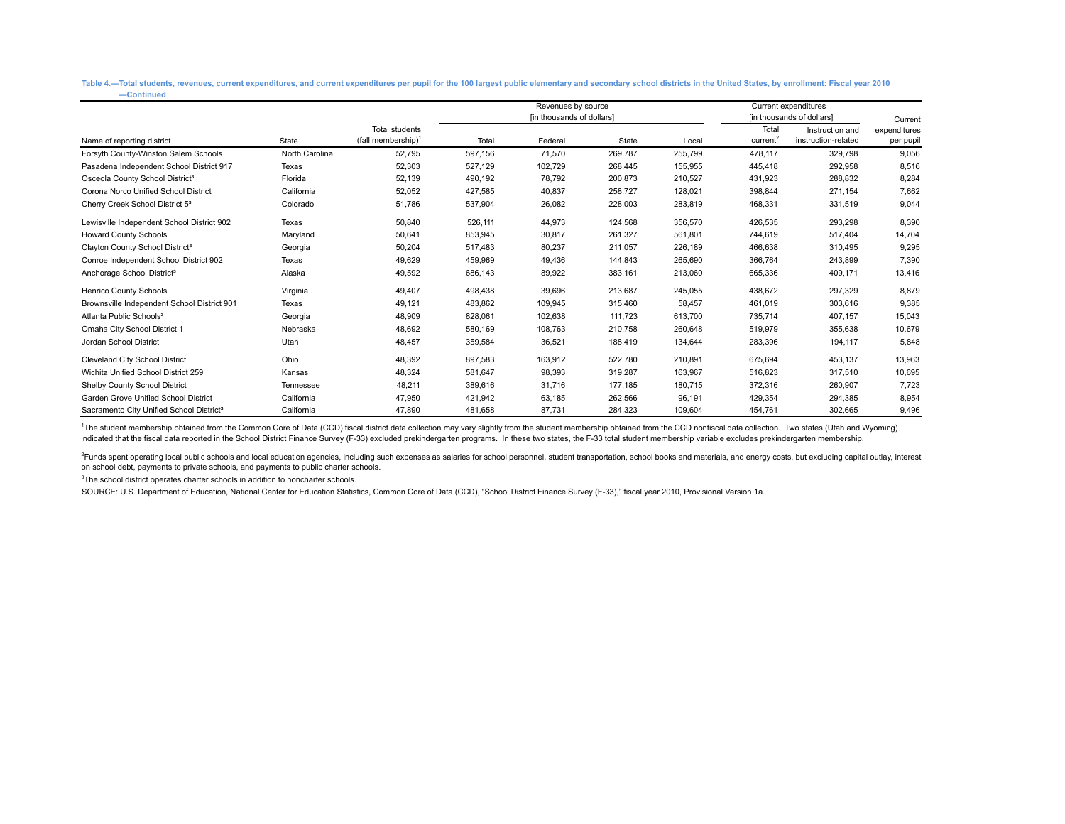**Table 4.—Total students, revenues, current expenditures, and current expenditures per pupil for the 100 largest public elementary and secondary school districts in the United States, by enrollment: Fiscal year 2010 —Continued**

| | | | Revenues by source [in thousands of dollars] | | | | Current expenditures [in thousands of dollars] | | |
|---|---|---|---|---|---|---|---|---|---|
| Name of reporting district | State | Total students (fall membership)[1] | Total | Federal | State | Local | Total current[2] | Instruction and instruction-related | Current expenditures per pupil |
| Forsyth County-Winston Salem Schools | North Carolina | 52,795 | 597,156 | 71,570 | 269,787 | 255,799 | 478,117 | 329,798 | 9,056 |
| Pasadena Independent School District 917 | Texas | 52,303 | 527,129 | 102,729 | 268,445 | 155,955 | 445,418 | 292,958 | 8,516 |
| Osceola County School District[3] | Florida | 52,139 | 490,192 | 78,792 | 200,873 | 210,527 | 431,923 | 288,832 | 8,284 |
| Corona Norco Unified School District | California | 52,052 | 427,585 | 40,837 | 258,727 | 128,021 | 398,844 | 271,154 | 7,662 |
| Cherry Creek School District 5[3] | Colorado | 51,786 | 537,904 | 26,082 | 228,003 | 283,819 | 468,331 | 331,519 | 9,044 |
| Lewisville Independent School District 902 | Texas | 50,840 | 526,111 | 44,973 | 124,568 | 356,570 | 426,535 | 293,298 | 8,390 |
| Howard County Schools | Maryland | 50,641 | 853,945 | 30,817 | 261,327 | 561,801 | 744,619 | 517,404 | 14,704 |
| Clayton County School District[3] | Georgia | 50,204 | 517,483 | 80,237 | 211,057 | 226,189 | 466,638 | 310,495 | 9,295 |
| Conroe Independent School District 902 | Texas | 49,629 | 459,969 | 49,436 | 144,843 | 265,690 | 366,764 | 243,899 | 7,390 |
| Anchorage School District[3] | Alaska | 49,592 | 686,143 | 89,922 | 383,161 | 213,060 | 665,336 | 409,171 | 13,416 |
| Henrico County Schools | Virginia | 49,407 | 498,438 | 39,696 | 213,687 | 245,055 | 438,672 | 297,329 | 8,879 |
| Brownsville Independent School District 901 | Texas | 49,121 | 483,862 | 109,945 | 315,460 | 58,457 | 461,019 | 303,616 | 9,385 |
| Atlanta Public Schools[3] | Georgia | 48,909 | 828,061 | 102,638 | 111,723 | 613,700 | 735,714 | 407,157 | 15,043 |
| Omaha City School District 1 | Nebraska | 48,692 | 580,169 | 108,763 | 210,758 | 260,648 | 519,979 | 355,638 | 10,679 |
| Jordan School District | Utah | 48,457 | 359,584 | 36,521 | 188,419 | 134,644 | 283,396 | 194,117 | 5,848 |
| Cleveland City School District | Ohio | 48,392 | 897,583 | 163,912 | 522,780 | 210,891 | 675,694 | 453,137 | 13,963 |
| Wichita Unified School District 259 | Kansas | 48,324 | 581,647 | 98,393 | 319,287 | 163,967 | 516,823 | 317,510 | 10,695 |
| Shelby County School District | Tennessee | 48,211 | 389,616 | 31,716 | 177,185 | 180,715 | 372,316 | 260,907 | 7,723 |
| Garden Grove Unified School District | California | 47,950 | 421,942 | 63,185 | 262,566 | 96,191 | 429,354 | 294,385 | 8,954 |
| Sacramento City Unified School District[3] | California | 47,890 | 481,658 | 87,731 | 284,323 | 109,604 | 454,761 | 302,665 | 9,496 |

[1]The student membership obtained from the Common Core of Data (CCD) fiscal district data collection may vary slightly from the student membership obtained from the CCD nonfiscal data collection. Two states (Utah and Wyoming) indicated that the fiscal data reported in the School District Finance Survey (F-33) excluded prekindergarten programs. In these two states, the F-33 total student membership variable excludes prekindergarten membership.

[2]Funds spent operating local public schools and local education agencies, including such expenses as salaries for school personnel, student transportation, school books and materials, and energy costs, but excluding capital outlay, interest on school debt, payments to private schools, and payments to public charter schools.

[3]The school district operates charter schools in addition to noncharter schools.

SOURCE: U.S. Department of Education, National Center for Education Statistics, Common Core of Data (CCD), "School District Finance Survey (F-33)," fiscal year 2010, Provisional Version 1a.